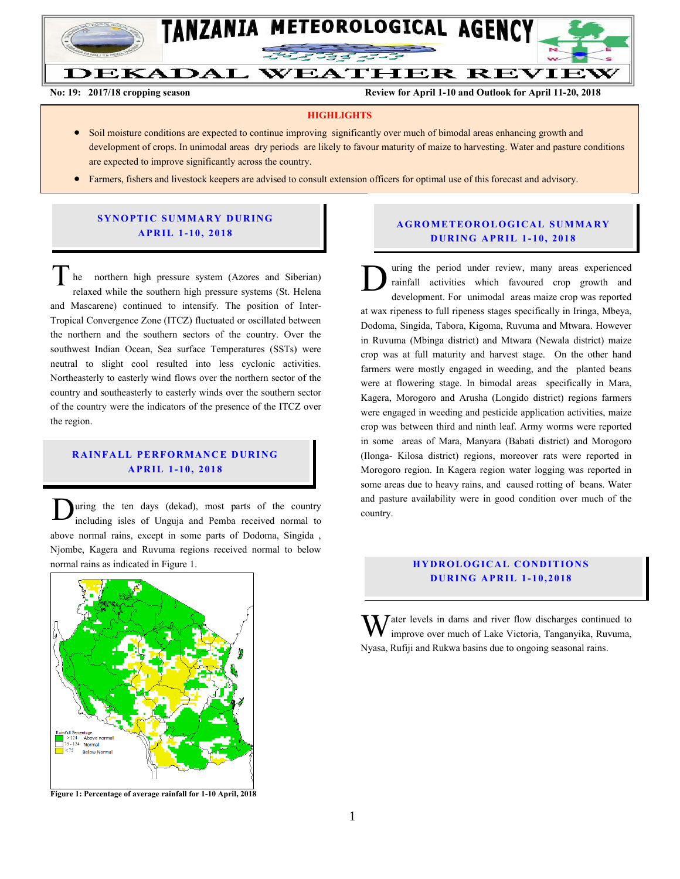# TANZANIA METEOROLOGICAL AGENCY

# DEKADAL WEATHER REVIEW

**No: 19: 2017/18 cropping season** **Review for April 1-10 and Outlook for April 11-20, 2018**

## HIGHLIGHTS

- Soil moisture conditions are expected to continue improving significantly over much of bimodal areas enhancing growth and development of crops. In unimodal areas dry periods are likely to favour maturity of maize to harvesting. Water and pasture conditions are expected to improve significantly across the country.
- Farmers, fishers and livestock keepers are advised to consult extension officers for optimal use of this forecast and advisory.

## SYNOPTIC SUMMARY DURING APRIL 1-10, 2018

The northern high pressure system (Azores and Siberian) relaxed while the southern high pressure systems (St. Helena and Mascarene) continued to intensify. The position of Inter-Tropical Convergence Zone (ITCZ) fluctuated or oscillated between the northern and the southern sectors of the country. Over the southwest Indian Ocean, Sea surface Temperatures (SSTs) were neutral to slight cool resulted into less cyclonic activities. Northeasterly to easterly wind flows over the northern sector of the country and southeasterly to easterly winds over the southern sector of the country were the indicators of the presence of the ITCZ over the region.

## RAINFALL PERFORMANCE DURING APRIL 1-10, 2018

During the ten days (dekad), most parts of the country including isles of Unguja and Pemba received normal to above normal rains, except in some parts of Dodoma, Singida , Njombe, Kagera and Ruvuma regions received normal to below normal rains as indicated in Figure 1.

Rainfall Percentage
- > 124 Above normal
- 75 - 124 Normal
- < 75 Below Normal

**Figure 1: Percentage of average rainfall for 1-10 April, 2018**

## AGROMETEOROLOGICAL SUMMARY DURING APRIL 1-10, 2018

During the period under review, many areas experienced rainfall activities which favoured crop growth and development. For unimodal areas maize crop was reported at wax ripeness to full ripeness stages specifically in Iringa, Mbeya, Dodoma, Singida, Tabora, Kigoma, Ruvuma and Mtwara. However in Ruvuma (Mbinga district) and Mtwara (Newala district) maize crop was at full maturity and harvest stage. On the other hand farmers were mostly engaged in weeding, and the planted beans were at flowering stage. In bimodal areas specifically in Mara, Kagera, Morogoro and Arusha (Longido district) regions farmers were engaged in weeding and pesticide application activities, maize crop was between third and ninth leaf. Army worms were reported in some areas of Mara, Manyara (Babati district) and Morogoro (Ilonga- Kilosa district) regions, moreover rats were reported in Morogoro region. In Kagera region water logging was reported in some areas due to heavy rains, and caused rotting of beans. Water and pasture availability were in good condition over much of the country.

## HYDROLOGICAL CONDITIONS DURING APRIL 1-10,2018

Water levels in dams and river flow discharges continued to improve over much of Lake Victoria, Tanganyika, Ruvuma, Nyasa, Rufiji and Rukwa basins due to ongoing seasonal rains.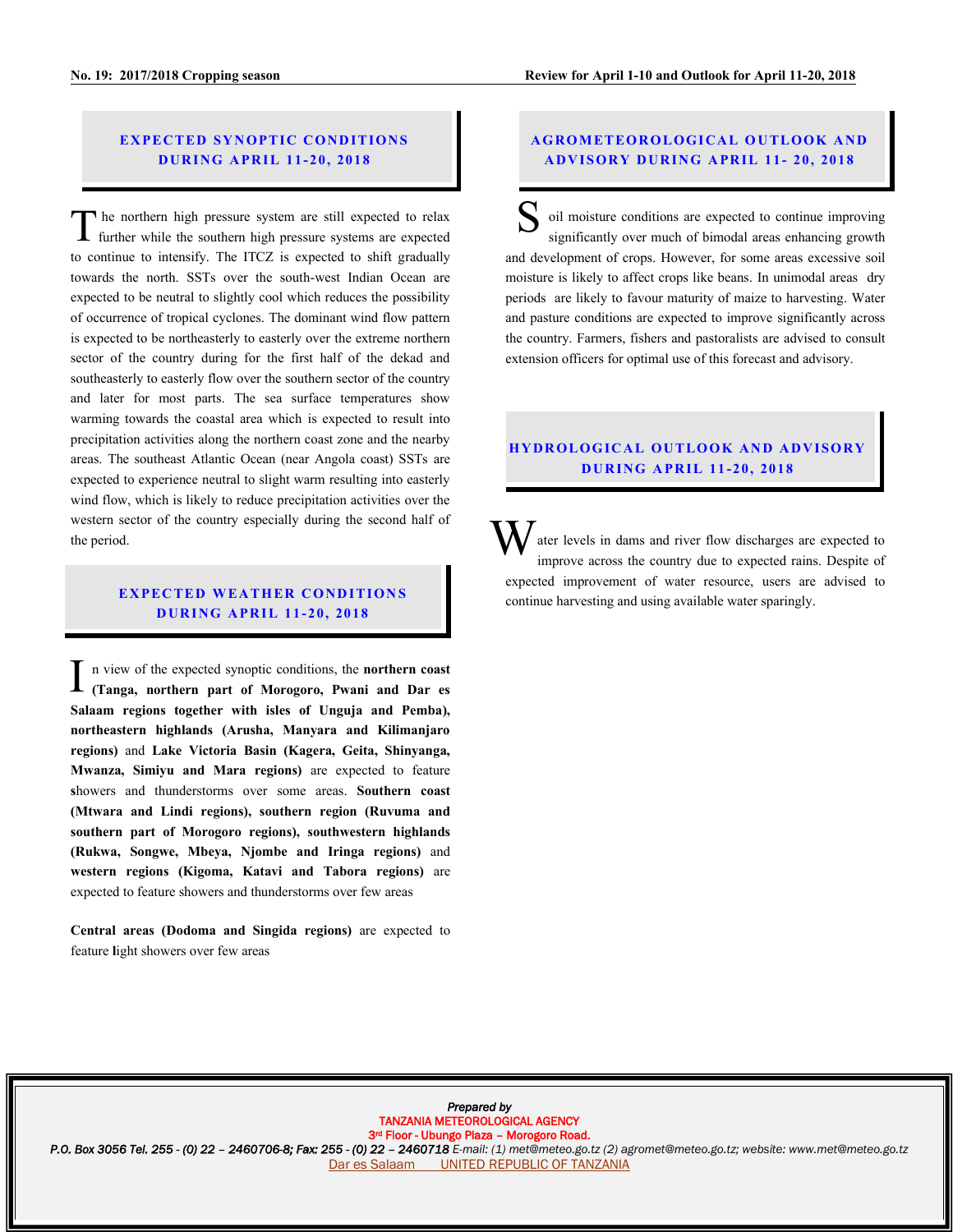## EXPECTED SYNOPTIC CONDITIONS DURING APRIL 11-20, 2018

The northern high pressure system are still expected to relax further while the southern high pressure systems are expected to continue to intensify. The ITCZ is expected to shift gradually towards the north. SSTs over the south-west Indian Ocean are expected to be neutral to slightly cool which reduces the possibility of occurrence of tropical cyclones. The dominant wind flow pattern is expected to be northeasterly to easterly over the extreme northern sector of the country during for the first half of the dekad and southeasterly to easterly flow over the southern sector of the country and later for most parts. The sea surface temperatures show warming towards the coastal area which is expected to result into precipitation activities along the northern coast zone and the nearby areas. The southeast Atlantic Ocean (near Angola coast) SSTs are expected to experience neutral to slight warm resulting into easterly wind flow, which is likely to reduce precipitation activities over the western sector of the country especially during the second half of the period.

## EXPECTED WEATHER CONDITIONS DURING APRIL 11-20, 2018

In view of the expected synoptic conditions, the **northern coast (Tanga, northern part of Morogoro, Pwani and Dar es Salaam regions together with isles of Unguja and Pemba), northeastern highlands (Arusha, Manyara and Kilimanjaro regions)** and **Lake Victoria Basin (Kagera, Geita, Shinyanga, Mwanza, Simiyu and Mara regions)** are expected to feature showers and thunderstorms over some areas. **Southern coast (Mtwara and Lindi regions), southern region (Ruvuma and southern part of Morogoro regions), southwestern highlands (Rukwa, Songwe, Mbeya, Njombe and Iringa regions)** and **western regions (Kigoma, Katavi and Tabora regions)** are expected to feature showers and thunderstorms over few areas

**Central areas (Dodoma and Singida regions)** are expected to feature light showers over few areas

## AGROMETEOROLOGICAL OUTLOOK AND ADVISORY DURING APRIL 11- 20, 2018

Soil moisture conditions are expected to continue improving significantly over much of bimodal areas enhancing growth and development of crops. However, for some areas excessive soil moisture is likely to affect crops like beans. In unimodal areas dry periods are likely to favour maturity of maize to harvesting. Water and pasture conditions are expected to improve significantly across the country. Farmers, fishers and pastoralists are advised to consult extension officers for optimal use of this forecast and advisory.

## HYDROLOGICAL OUTLOOK AND ADVISORY DURING APRIL 11-20, 2018

Water levels in dams and river flow discharges are expected to improve across the country due to expected rains. Despite of expected improvement of water resource, users are advised to continue harvesting and using available water sparingly.

*Prepared by*
TANZANIA METEOROLOGICAL AGENCY
3rd Floor - Ubungo Plaza – Morogoro Road.
*P.O. Box 3056 Tel. 255 - (0) 22 – 2460706-8; Fax: 255 - (0) 22 – 2460718 E-mail: (1) met@meteo.go.tz (2) agromet@meteo.go.tz; website: www.met@meteo.go.tz*
Dar es Salaam UNITED REPUBLIC OF TANZANIA